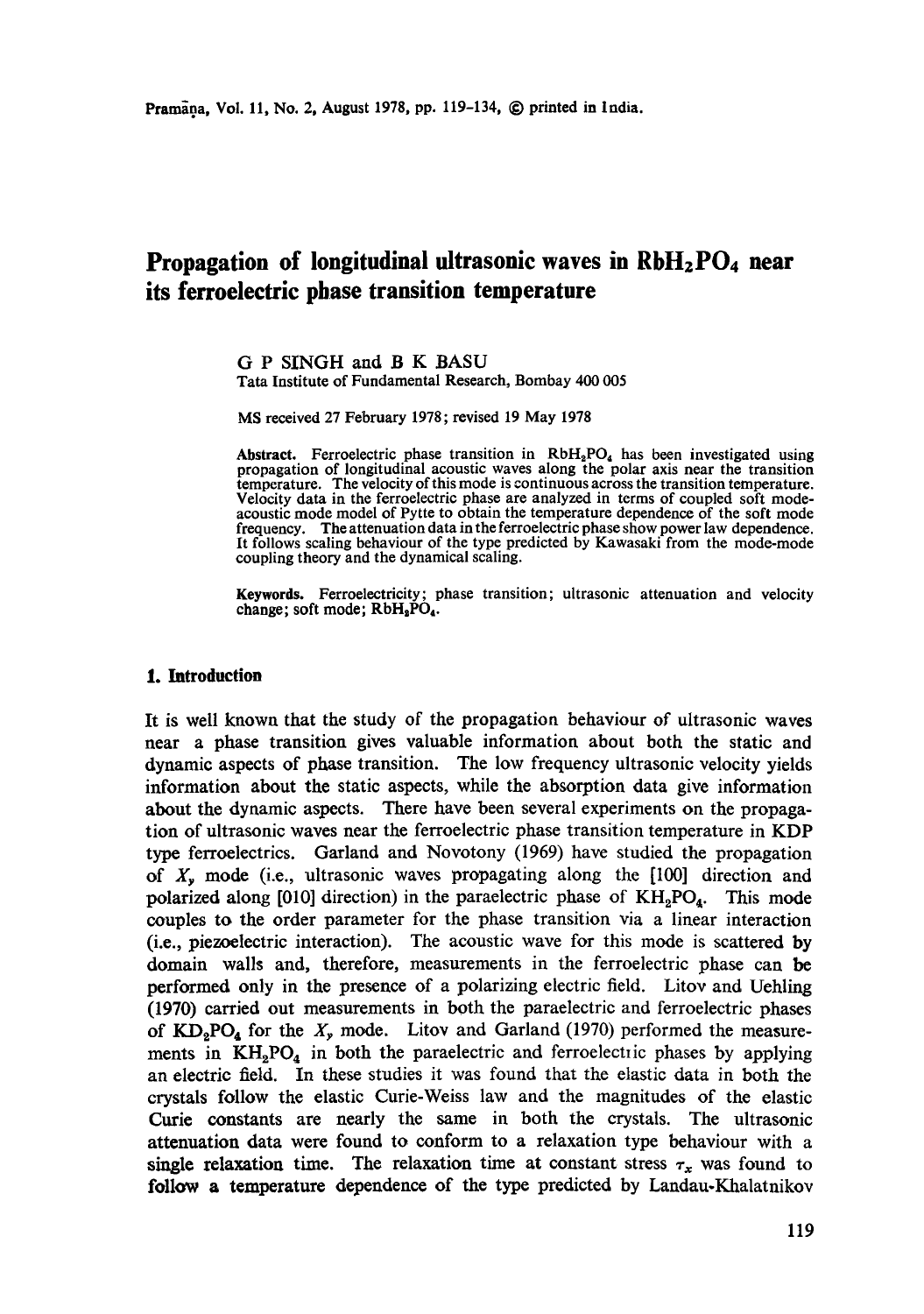# Propagation of longitudinal ultrasonic waves in $RbH_2PO_4$ near its ferroelectric phase transition temperature

G P SINGH and B K BASU

Tata Institute of Fundamental Research, Bombay 400 005

MS received 27 February 1978; revised 19 May 1978

**Abstract.** Ferroelectric phase transition in $RbH_2PO_4$ has been investigated using propagation of longitudinal acoustic waves along the polar axis near the transition temperature. The velocity of this mode is continuous across the transition temperature. Velocity data in the ferroelectric phase are analyzed in terms of coupled soft mode-acoustic mode model of Pytte to obtain the temperature dependence of the soft mode frequency. The attenuation data in the ferroelectric phase show power law dependence. It follows scaling behaviour of the type predicted by Kawasaki from the mode-mode coupling theory and the dynamical scaling.

**Keywords.** Ferroelectricity; phase transition; ultrasonic attenuation and velocity change; soft mode; $RbH_2PO_4$.

## 1. Introduction

It is well known that the study of the propagation behaviour of ultrasonic waves near a phase transition gives valuable information about both the static and dynamic aspects of phase transition. The low frequency ultrasonic velocity yields information about the static aspects, while the absorption data give information about the dynamic aspects. There have been several experiments on the propagation of ultrasonic waves near the ferroelectric phase transition temperature in KDP type ferroelectrics. Garland and Novotony (1969) have studied the propagation of $X_y$ mode (i.e., ultrasonic waves propagating along the [100] direction and polarized along [010] direction) in the paraelectric phase of $KH_2PO_4$. This mode couples to the order parameter for the phase transition via a linear interaction (i.e., piezoelectric interaction). The acoustic wave for this mode is scattered by domain walls and, therefore, measurements in the ferroelectric phase can be performed only in the presence of a polarizing electric field. Litov and Uehling (1970) carried out measurements in both the paraelectric and ferroelectric phases of $KD_2PO_4$ for the $X_y$ mode. Litov and Garland (1970) performed the measurements in $KH_2PO_4$ in both the paraelectric and ferroelectric phases by applying an electric field. In these studies it was found that the elastic data in both the crystals follow the elastic Curie-Weiss law and the magnitudes of the elastic Curie constants are nearly the same in both the crystals. The ultrasonic attenuation data were found to conform to a relaxation type behaviour with a single relaxation time. The relaxation time at constant stress $\tau_x$ was found to follow a temperature dependence of the type predicted by Landau-Khalatnikov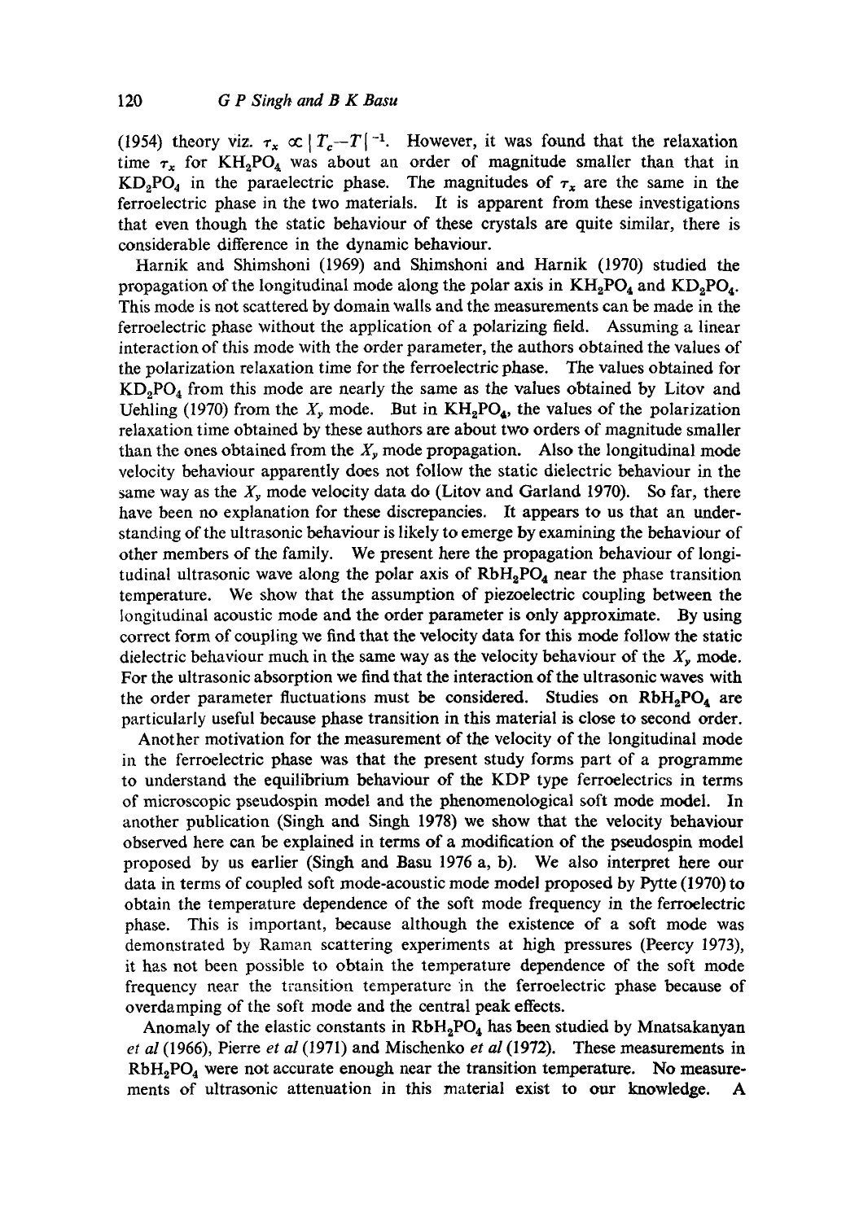(1954) theory viz. $\tau_x \propto |T_c - T|^{-1}$. However, it was found that the relaxation time $\tau_x$ for $KH_2PO_4$ was about an order of magnitude smaller than that in $KD_2PO_4$ in the paraelectric phase. The magnitudes of $\tau_x$ are the same in the ferroelectric phase in the two materials. It is apparent from these investigations that even though the static behaviour of these crystals are quite similar, there is considerable difference in the dynamic behaviour.

Harnik and Shimshoni (1969) and Shimshoni and Harnik (1970) studied the propagation of the longitudinal mode along the polar axis in $KH_2PO_4$ and $KD_2PO_4$. This mode is not scattered by domain walls and the measurements can be made in the ferroelectric phase without the application of a polarizing field. Assuming a linear interaction of this mode with the order parameter, the authors obtained the values of the polarization relaxation time for the ferroelectric phase. The values obtained for $KD_2PO_4$ from this mode are nearly the same as the values obtained by Litov and Uehling (1970) from the $X_y$ mode. But in $KH_2PO_4$, the values of the polarization relaxation time obtained by these authors are about two orders of magnitude smaller than the ones obtained from the $X_y$ mode propagation. Also the longitudinal mode velocity behaviour apparently does not follow the static dielectric behaviour in the same way as the $X_y$ mode velocity data do (Litov and Garland 1970). So far, there have been no explanation for these discrepancies. It appears to us that an understanding of the ultrasonic behaviour is likely to emerge by examining the behaviour of other members of the family. We present here the propagation behaviour of longitudinal ultrasonic wave along the polar axis of $RbH_2PO_4$ near the phase transition temperature. We show that the assumption of piezoelectric coupling between the longitudinal acoustic mode and the order parameter is only approximate. By using correct form of coupling we find that the velocity data for this mode follow the static dielectric behaviour much in the same way as the velocity behaviour of the $X_y$ mode. For the ultrasonic absorption we find that the interaction of the ultrasonic waves with the order parameter fluctuations must be considered. Studies on $RbH_2PO_4$ are particularly useful because phase transition in this material is close to second order.

Another motivation for the measurement of the velocity of the longitudinal mode in the ferroelectric phase was that the present study forms part of a programme to understand the equilibrium behaviour of the KDP type ferroelectrics in terms of microscopic pseudospin model and the phenomenological soft mode model. In another publication (Singh and Singh 1978) we show that the velocity behaviour observed here can be explained in terms of a modification of the pseudospin model proposed by us earlier (Singh and Basu 1976 a, b). We also interpret here our data in terms of coupled soft mode-acoustic mode model proposed by Pytte (1970) to obtain the temperature dependence of the soft mode frequency in the ferroelectric phase. This is important, because although the existence of a soft mode was demonstrated by Raman scattering experiments at high pressures (Peercy 1973), it has not been possible to obtain the temperature dependence of the soft mode frequency near the transition temperature in the ferroelectric phase because of overdamping of the soft mode and the central peak effects.

Anomaly of the elastic constants in $RbH_2PO_4$ has been studied by Mnatsakanyan *et al* (1966), Pierre *et al* (1971) and Mischenko *et al* (1972). These measurements in $RbH_2PO_4$ were not accurate enough near the transition temperature. No measurements of ultrasonic attenuation in this material exist to our knowledge. A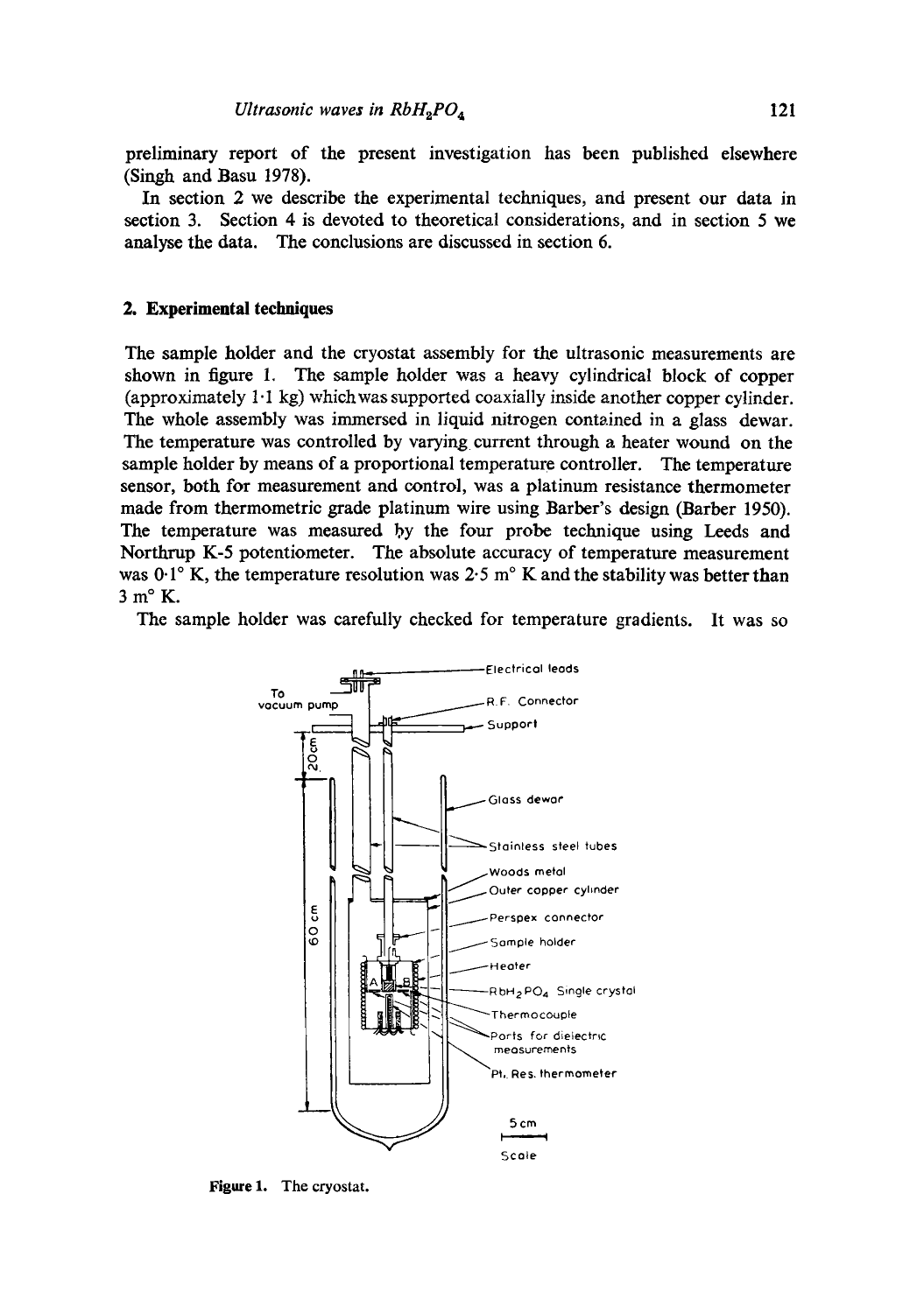preliminary report of the present investigation has been published elsewhere (Singh and Basu 1978).

In section 2 we describe the experimental techniques, and present our data in section 3. Section 4 is devoted to theoretical considerations, and in section 5 we analyse the data. The conclusions are discussed in section 6.

## 2. Experimental techniques

The sample holder and the cryostat assembly for the ultrasonic measurements are shown in figure 1. The sample holder was a heavy cylindrical block of copper (approximately 1·1 kg) which was supported coaxially inside another copper cylinder. The whole assembly was immersed in liquid nitrogen contained in a glass dewar. The temperature was controlled by varying current through a heater wound on the sample holder by means of a proportional temperature controller. The temperature sensor, both for measurement and control, was a platinum resistance thermometer made from thermometric grade platinum wire using Barber's design (Barber 1950). The temperature was measured by the four probe technique using Leeds and Northrup K-5 potentiometer. The absolute accuracy of temperature measurement was 0·1° K, the temperature resolution was 2·5 m° K and the stability was better than 3 m° K.

The sample holder was carefully checked for temperature gradients. It was so

**Figure 1.** The cryostat.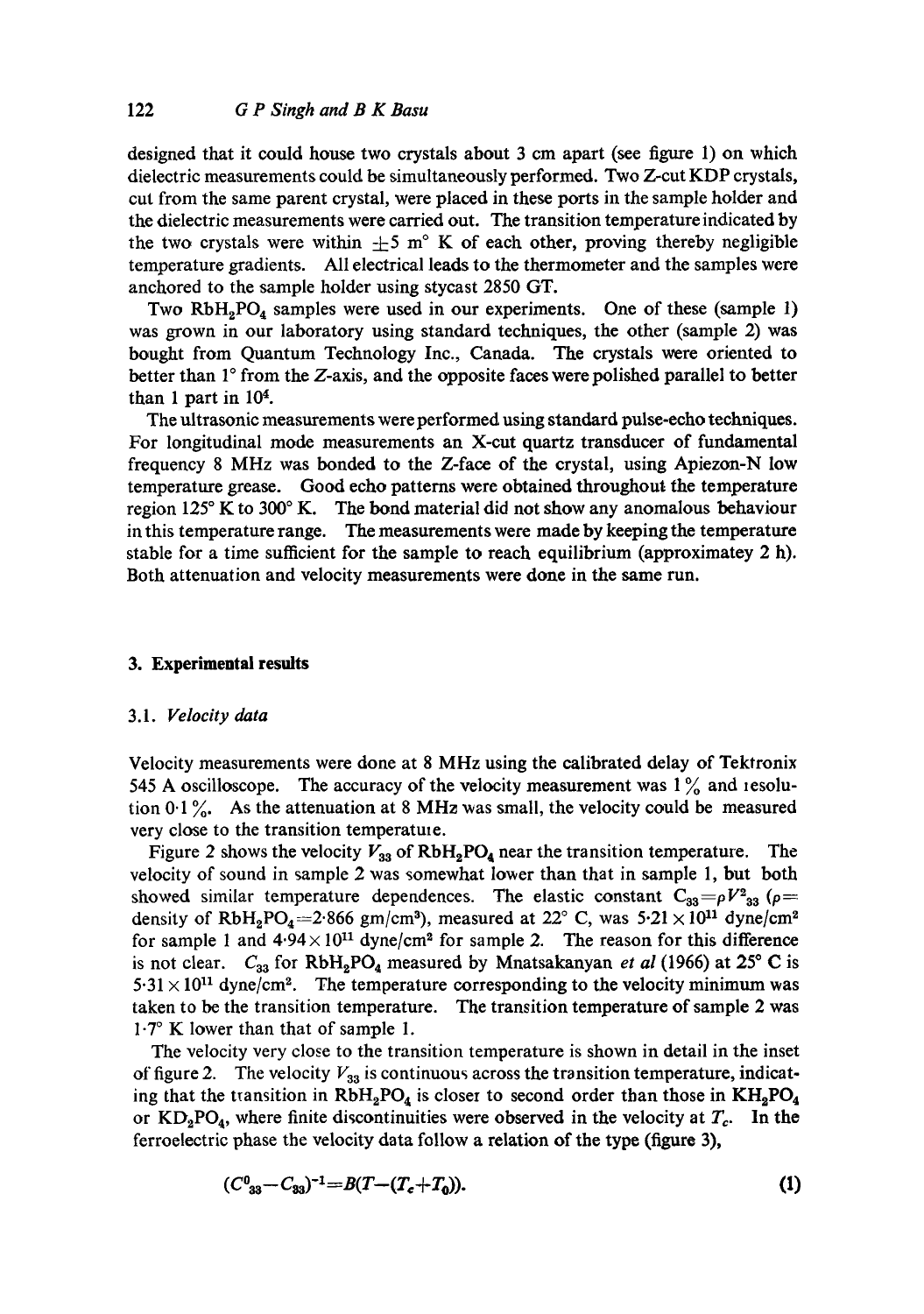designed that it could house two crystals about 3 cm apart (see figure 1) on which dielectric measurements could be simultaneously performed. Two Z-cut KDP crystals, cut from the same parent crystal, were placed in these ports in the sample holder and the dielectric measurements were carried out. The transition temperature indicated by the two crystals were within $\pm 5$ m° K of each other, proving thereby negligible temperature gradients. All electrical leads to the thermometer and the samples were anchored to the sample holder using stycast 2850 GT.

Two $RbH_2PO_4$ samples were used in our experiments. One of these (sample 1) was grown in our laboratory using standard techniques, the other (sample 2) was bought from Quantum Technology Inc., Canada. The crystals were oriented to better than 1° from the Z-axis, and the opposite faces were polished parallel to better than 1 part in $10^4$.

The ultrasonic measurements were performed using standard pulse-echo techniques. For longitudinal mode measurements an X-cut quartz transducer of fundamental frequency 8 MHz was bonded to the Z-face of the crystal, using Apiezon-N low temperature grease. Good echo patterns were obtained throughout the temperature region 125° K to 300° K. The bond material did not show any anomalous behaviour in this temperature range. The measurements were made by keeping the temperature stable for a time sufficient for the sample to reach equilibrium (approximatey 2 h). Both attenuation and velocity measurements were done in the same run.

## 3. Experimental results

### 3.1. *Velocity data*

Velocity measurements were done at 8 MHz using the calibrated delay of Tektronix 545 A oscilloscope. The accuracy of the velocity measurement was 1 % and resolution 0·1 %. As the attenuation at 8 MHz was small, the velocity could be measured very close to the transition temperature.

Figure 2 shows the velocity $V_{33}$ of $RbH_2PO_4$ near the transition temperature. The velocity of sound in sample 2 was somewhat lower than that in sample 1, but both showed similar temperature dependences. The elastic constant $C_{33}=\rho V^2_{33}$ ($\rho=$ density of $RbH_2PO_4=2{\cdot}866$ gm/cm³), measured at 22° C, was $5{\cdot}21\times10^{11}$ dyne/cm² for sample 1 and $4{\cdot}94\times10^{11}$ dyne/cm² for sample 2. The reason for this difference is not clear. $C_{33}$ for $RbH_2PO_4$ measured by Mnatsakanyan *et al* (1966) at 25° C is $5{\cdot}31\times10^{11}$ dyne/cm². The temperature corresponding to the velocity minimum was taken to be the transition temperature. The transition temperature of sample 2 was 1·7° K lower than that of sample 1.

The velocity very close to the transition temperature is shown in detail in the inset of figure 2. The velocity $V_{33}$ is continuous across the transition temperature, indicating that the transition in $RbH_2PO_4$ is closer to second order than those in $KH_2PO_4$ or $KD_2PO_4$, where finite discontinuities were observed in the velocity at $T_c$. In the ferroelectric phase the velocity data follow a relation of the type (figure 3),

$$(C^0_{33}-C_{33})^{-1}=B(T-(T_c+T_0)). \tag{1}$$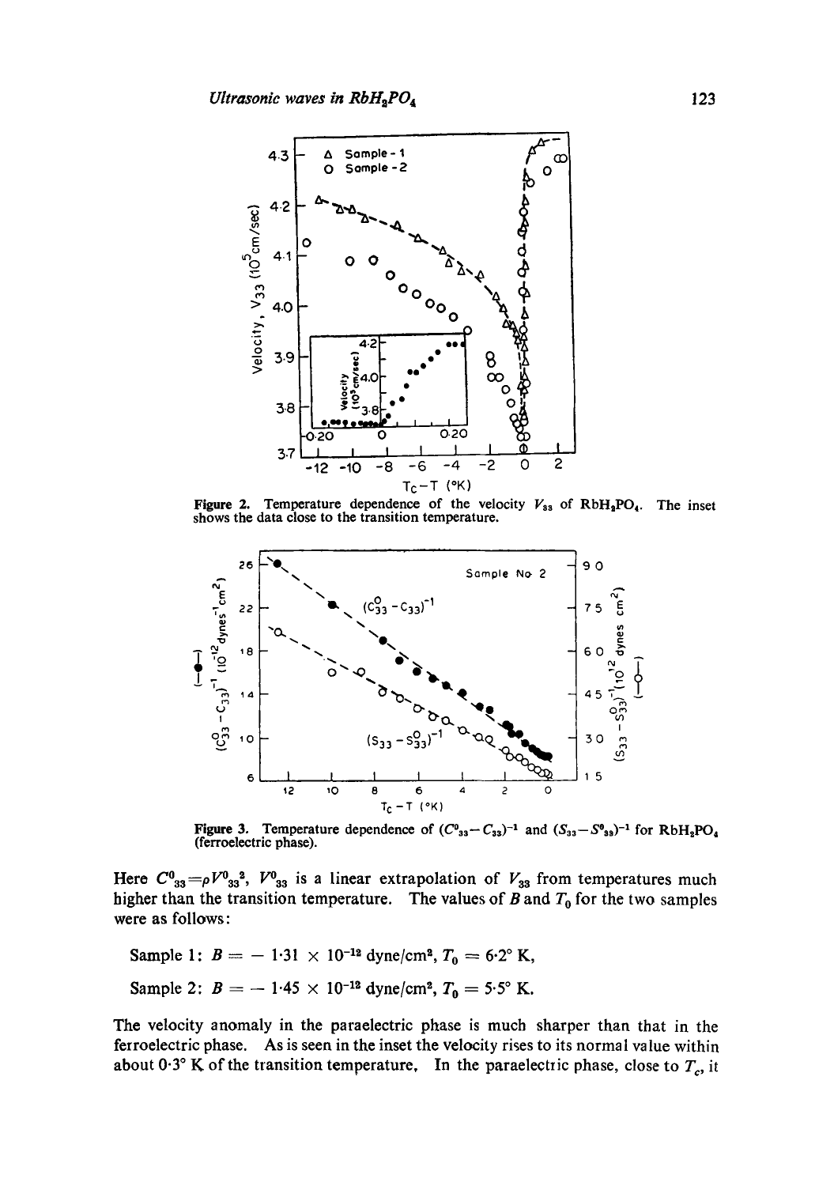**Figure 2.** Temperature dependence of the velocity $V_{33}$ of $RbH_2PO_4$. The inset shows the data close to the transition temperature.

**Figure 3.** Temperature dependence of $(C^0_{33}-C_{33})^{-1}$ and $(S_{33}-S^0_{33})^{-1}$ for $RbH_2PO_4$ (ferroelectric phase).

Here $C^0_{33}=\rho V^0_{33}{}^2$, $V^0_{33}$ is a linear extrapolation of $V_{33}$ from temperatures much higher than the transition temperature. The values of $B$ and $T_0$ for the two samples were as follows:

Sample 1: $B = -1{\cdot}31 \times 10^{-12}$ dyne/cm², $T_0 = 6{\cdot}2°$ K,

Sample 2: $B = -1{\cdot}45 \times 10^{-12}$ dyne/cm², $T_0 = 5{\cdot}5°$ K.

The velocity anomaly in the paraelectric phase is much sharper than that in the ferroelectric phase. As is seen in the inset the velocity rises to its normal value within about 0·3° K of the transition temperature. In the paraelectric phase, close to $T_c$, it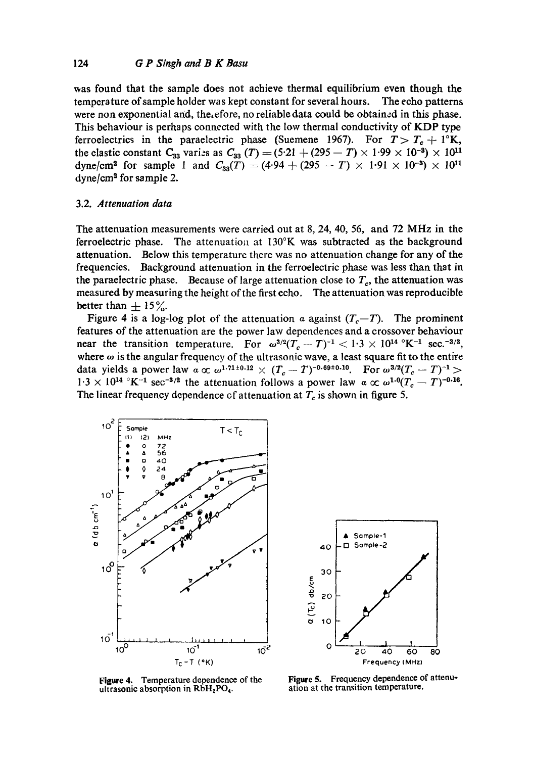was found that the sample does not achieve thermal equilibrium even though the temperature of sample holder was kept constant for several hours. The echo patterns were non exponential and, therefore, no reliable data could be obtained in this phase. This behaviour is perhaps connected with the low thermal conductivity of KDP type ferroelectrics in the paraelectric phase (Suemene 1967). For $T > T_c + 1°K$, the elastic constant $C_{33}$ varies as $C_{33}(T) = (5{\cdot}21 + (295 - T) \times 1{\cdot}99 \times 10^{-3}) \times 10^{11}$ dyne/cm$^2$ for sample 1 and $C_{33}(T) = (4{\cdot}94 + (295 - T) \times 1{\cdot}91 \times 10^{-3}) \times 10^{11}$ dyne/cm$^2$ for sample 2.

### 3.2. *Attenuation data*

The attenuation measurements were carried out at 8, 24, 40, 56, and 72 MHz in the ferroelectric phase. The attenuation at 130°K was subtracted as the background attenuation. Below this temperature there was no attenuation change for any of the frequencies. Background attenuation in the ferroelectric phase was less than that in the paraelectric phase. Because of large attenuation close to $T_c$, the attenuation was measured by measuring the height of the first echo. The attenuation was reproducible better than $\pm$ 15%.

Figure 4 is a log-log plot of the attenuation $\alpha$ against $(T_c - T)$. The prominent features of the attenuation are the power law dependences and a crossover behaviour near the transition temperature. For $\omega^{3/2}(T_c - T)^{-1} < 1{\cdot}3 \times 10^{14}$ °K$^{-1}$ sec.$^{-3/2}$, where $\omega$ is the angular frequency of the ultrasonic wave, a least square fit to the entire data yields a power law $\alpha \propto \omega^{1{\cdot}71 \pm 0{\cdot}12} \times (T_c - T)^{-0{\cdot}69 \pm 0{\cdot}10}$. For $\omega^{3/2}(T_c - T)^{-1} > 1{\cdot}3 \times 10^{14}$ °K$^{-1}$ sec$^{-3/2}$ the attenuation follows a power law $\alpha \propto \omega^{1{\cdot}0}(T_c - T)^{-0{\cdot}16}$. The linear frequency dependence of attenuation at $T_c$ is shown in figure 5.

**Figure 4.** Temperature dependence of the ultrasonic absorption in $RbH_2PO_4$.

**Figure 5.** Frequency dependence of attenuation at the transition temperature.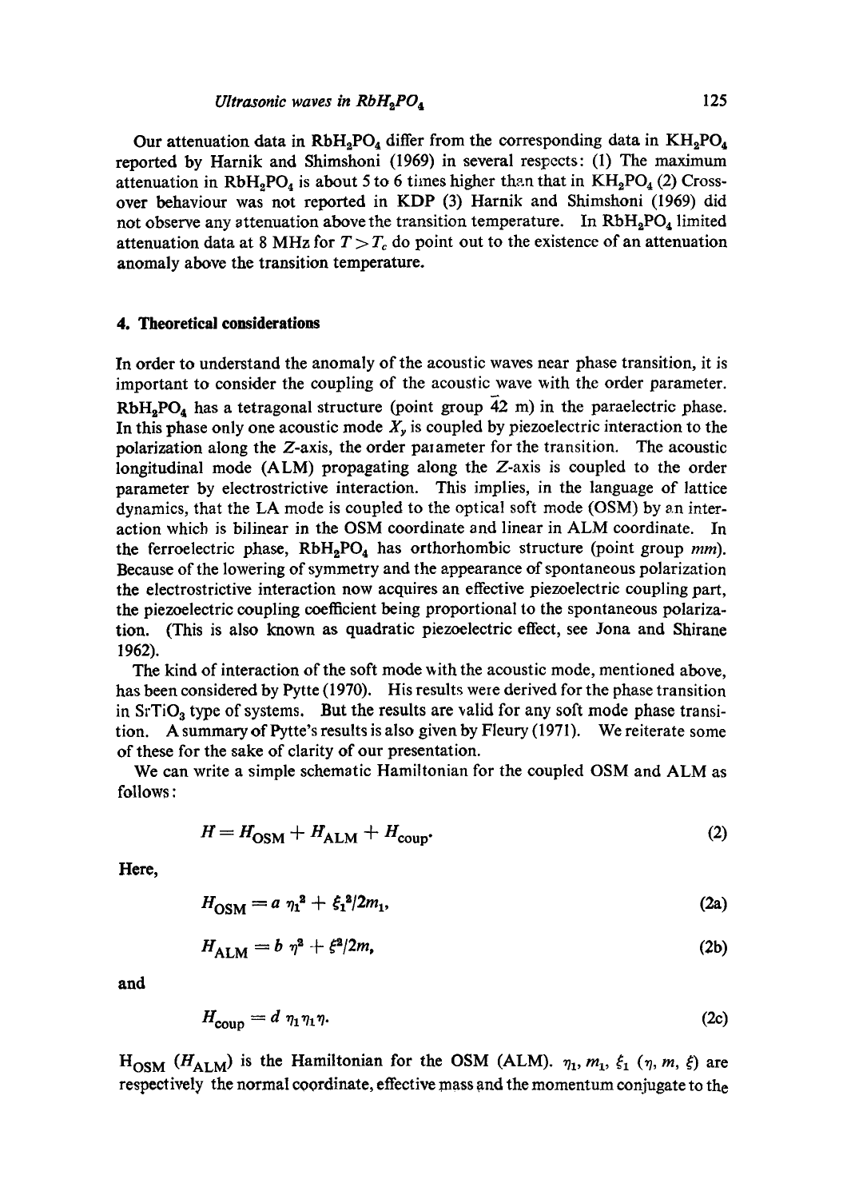Our attenuation data in $RbH_2PO_4$ differ from the corresponding data in $KH_2PO_4$ reported by Harnik and Shimshoni (1969) in several respects: (1) The maximum attenuation in $RbH_2PO_4$ is about 5 to 6 times higher than that in $KH_2PO_4$ (2) Cross-over behaviour was not reported in KDP (3) Harnik and Shimshoni (1969) did not observe any attenuation above the transition temperature. In $RbH_2PO_4$ limited attenuation data at 8 MHz for $T > T_c$ do point out to the existence of an attenuation anomaly above the transition temperature.

## 4. Theoretical considerations

In order to understand the anomaly of the acoustic waves near phase transition, it is important to consider the coupling of the acoustic wave with the order parameter. $RbH_2PO_4$ has a tetragonal structure (point group $\bar{4}2$ m) in the paraelectric phase. In this phase only one acoustic mode $X_y$ is coupled by piezoelectric interaction to the polarization along the $Z$-axis, the order parameter for the transition. The acoustic longitudinal mode (ALM) propagating along the $Z$-axis is coupled to the order parameter by electrostrictive interaction. This implies, in the language of lattice dynamics, that the LA mode is coupled to the optical soft mode (OSM) by an interaction which is bilinear in the OSM coordinate and linear in ALM coordinate. In the ferroelectric phase, $RbH_2PO_4$ has orthorhombic structure (point group *mm*). Because of the lowering of symmetry and the appearance of spontaneous polarization the electrostrictive interaction now acquires an effective piezoelectric coupling part, the piezoelectric coupling coefficient being proportional to the spontaneous polarization. (This is also known as quadratic piezoelectric effect, see Jona and Shirane 1962).

The kind of interaction of the soft mode with the acoustic mode, mentioned above, has been considered by Pytte (1970). His results were derived for the phase transition in $SrTiO_3$ type of systems. But the results are valid for any soft mode phase transition. A summary of Pytte's results is also given by Fleury (1971). We reiterate some of these for the sake of clarity of our presentation.

We can write a simple schematic Hamiltonian for the coupled OSM and ALM as follows:

$$H = H_{\mathrm{OSM}} + H_{\mathrm{ALM}} + H_{\mathrm{coup}}. \tag{2}$$

Here,

$$H_{\mathrm{OSM}} = a\,\eta_1^2 + \xi_1^2/2m_1, \tag{2a}$$

$$H_{\mathrm{ALM}} = b\,\eta^2 + \xi^2/2m, \tag{2b}$$

and

$$H_{\mathrm{coup}} = d\,\eta_1\eta_1\eta. \tag{2c}$$

$H_{\mathrm{OSM}}$ ($H_{\mathrm{ALM}}$) is the Hamiltonian for the OSM (ALM). $\eta_1$, $m_1$, $\xi_1$ ($\eta$, $m$, $\xi$) are respectively the normal coordinate, effective mass and the momentum conjugate to the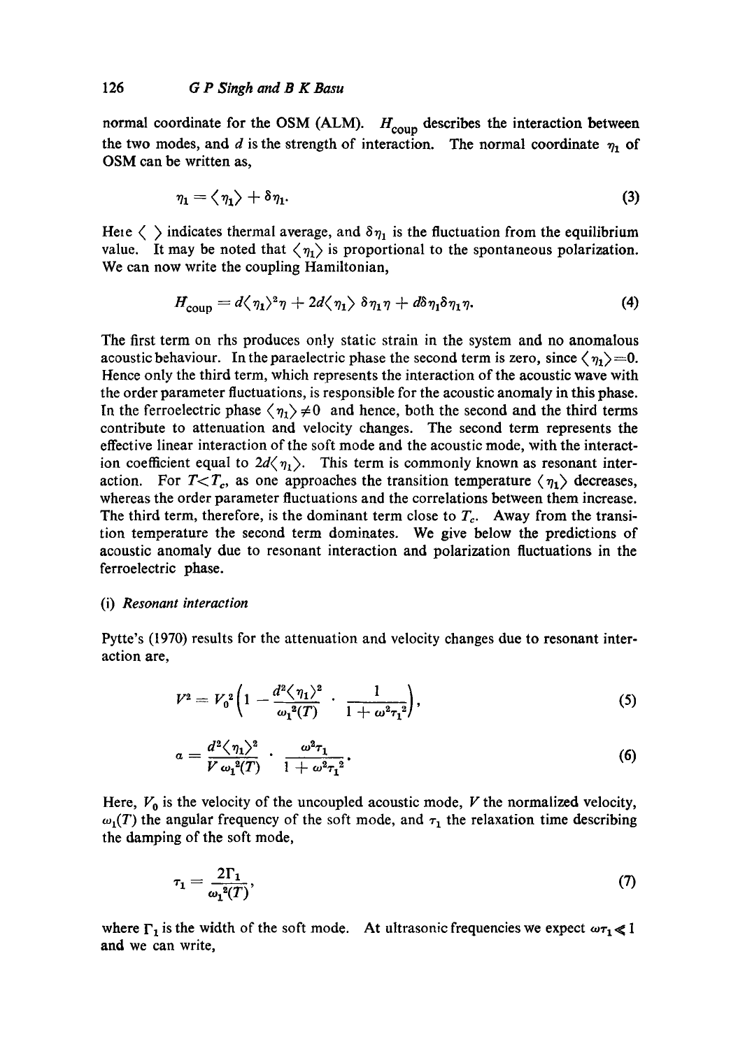normal coordinate for the OSM (ALM). $H_{\text{coup}}$ describes the interaction between the two modes, and $d$ is the strength of interaction. The normal coordinate $\eta_1$ of OSM can be written as,

$$\eta_1 = \langle \eta_1 \rangle + \delta\eta_1. \tag{3}$$

Heie $\langle\ \rangle$ indicates thermal average, and $\delta\eta_1$ is the fluctuation from the equilibrium value. It may be noted that $\langle \eta_1 \rangle$ is proportional to the spontaneous polarization. We can now write the coupling Hamiltonian,

$$H_{\text{coup}} = d\langle \eta_1 \rangle^2 \eta + 2d\langle \eta_1 \rangle\, \delta\eta_1 \eta + d\delta\eta_1 \delta\eta_1 \eta. \tag{4}$$

The first term on rhs produces only static strain in the system and no anomalous acoustic behaviour. In the paraelectric phase the second term is zero, since $\langle \eta_1 \rangle = 0$. Hence only the third term, which represents the interaction of the acoustic wave with the order parameter fluctuations, is responsible for the acoustic anomaly in this phase. In the ferroelectric phase $\langle \eta_1 \rangle \neq 0$ and hence, both the second and the third terms contribute to attenuation and velocity changes. The second term represents the effective linear interaction of the soft mode and the acoustic mode, with the interaction coefficient equal to $2d\langle \eta_1 \rangle$. This term is commonly known as resonant interaction. For $T < T_c$, as one approaches the transition temperature $\langle \eta_1 \rangle$ decreases, whereas the order parameter fluctuations and the correlations between them increase. The third term, therefore, is the dominant term close to $T_c$. Away from the transition temperature the second term dominates. We give below the predictions of acoustic anomaly due to resonant interaction and polarization fluctuations in the ferroelectric phase.

### (i) *Resonant interaction*

Pytte's (1970) results for the attenuation and velocity changes due to resonant interaction are,

$$V^2 = V_0^2 \left(1 - \frac{d^2 \langle \eta_1 \rangle^2}{\omega_1^2(T)} \cdot \frac{1}{1 + \omega^2 \tau_1^2}\right), \tag{5}$$

$$a = \frac{d^2 \langle \eta_1 \rangle^2}{V\, \omega_1^2(T)} \cdot \frac{\omega^2 \tau_1}{1 + \omega^2 \tau_1^2}. \tag{6}$$

Here, $V_0$ is the velocity of the uncoupled acoustic mode, $V$ the normalized velocity, $\omega_1(T)$ the angular frequency of the soft mode, and $\tau_1$ the relaxation time describing the damping of the soft mode,

$$\tau_1 = \frac{2\Gamma_1}{\omega_1^2(T)}, \tag{7}$$

where $\Gamma_1$ is the width of the soft mode. At ultrasonic frequencies we expect $\omega\tau_1 \ll 1$ and we can write,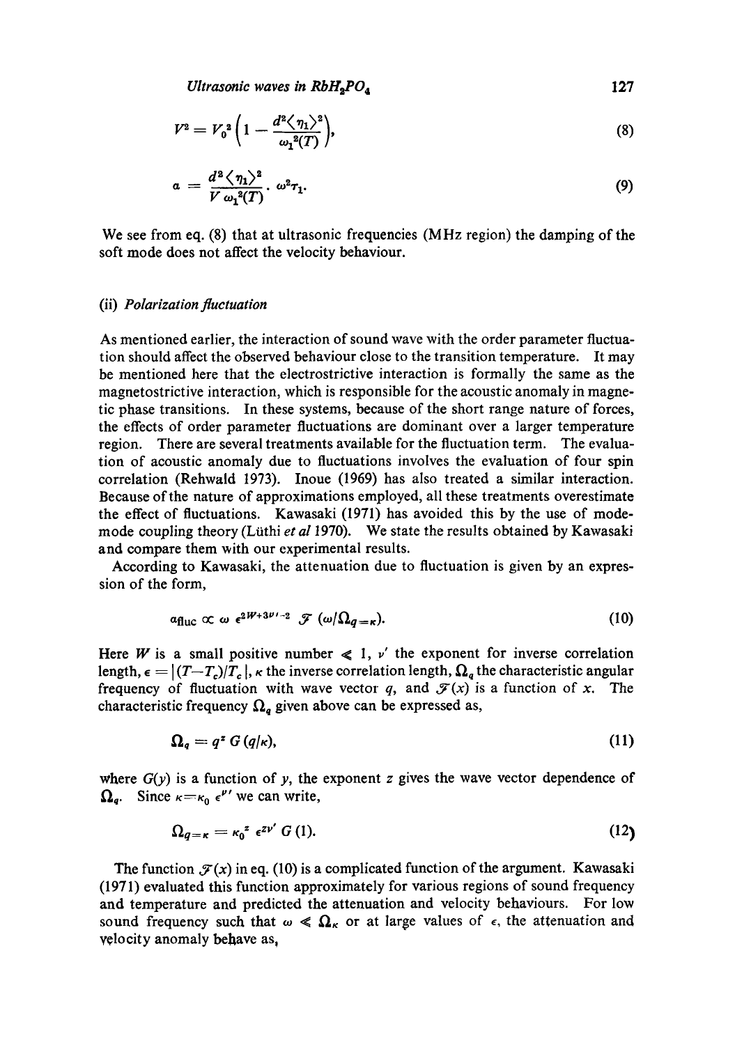$$V^2 = V_0^2 \left(1 - \frac{d^2 \langle \eta_1 \rangle^2}{\omega_1^2(T)}\right), \tag{8}$$

$$a = \frac{d^2 \langle \eta_1 \rangle^2}{V \omega_1^2(T)} \cdot \omega^2 \tau_1. \tag{9}$$

We see from eq. (8) that at ultrasonic frequencies (MHz region) the damping of the soft mode does not affect the velocity behaviour.

### (ii) *Polarization fluctuation*

As mentioned earlier, the interaction of sound wave with the order parameter fluctuation should affect the observed behaviour close to the transition temperature. It may be mentioned here that the electrostrictive interaction is formally the same as the magnetostrictive interaction, which is responsible for the acoustic anomaly in magnetic phase transitions. In these systems, because of the short range nature of forces, the effects of order parameter fluctuations are dominant over a larger temperature region. There are several treatments available for the fluctuation term. The evaluation of acoustic anomaly due to fluctuations involves the evaluation of four spin correlation (Rehwald 1973). Inoue (1969) has also treated a similar interaction. Because of the nature of approximations employed, all these treatments overestimate the effect of fluctuations. Kawasaki (1971) has avoided this by the use of mode-mode coupling theory (Lüthi *et al* 1970). We state the results obtained by Kawasaki and compare them with our experimental results.

According to Kawasaki, the attenuation due to fluctuation is given by an expression of the form,

$$a_{\text{fluc}} \propto \omega \ \epsilon^{2W+3\nu'-2} \ \mathcal{F}\ (\omega/\Omega_{q=\kappa}). \tag{10}$$

Here $W$ is a small positive number $\leqslant 1$, $\nu'$ the exponent for inverse correlation length, $\epsilon = |(T-T_c)/T_c|$, $\kappa$ the inverse correlation length, $\Omega_q$ the characteristic angular frequency of fluctuation with wave vector $q$, and $\mathcal{F}(x)$ is a function of $x$. The characteristic frequency $\Omega_q$ given above can be expressed as,

$$\Omega_q = q^z \ G\,(q/\kappa), \tag{11}$$

where $G(y)$ is a function of $y$, the exponent $z$ gives the wave vector dependence of $\Omega_q$. Since $\kappa = \kappa_0 \ \epsilon^{\nu'}$ we can write,

$$\Omega_{q=\kappa} = \kappa_0^z \ \epsilon^{z\nu'} \ G\,(1). \tag{12}$$

The function $\mathcal{F}(x)$ in eq. (10) is a complicated function of the argument. Kawasaki (1971) evaluated this function approximately for various regions of sound frequency and temperature and predicted the attenuation and velocity behaviours. For low sound frequency such that $\omega \ll \Omega_\kappa$ or at large values of $\epsilon$, the attenuation and velocity anomaly behave as,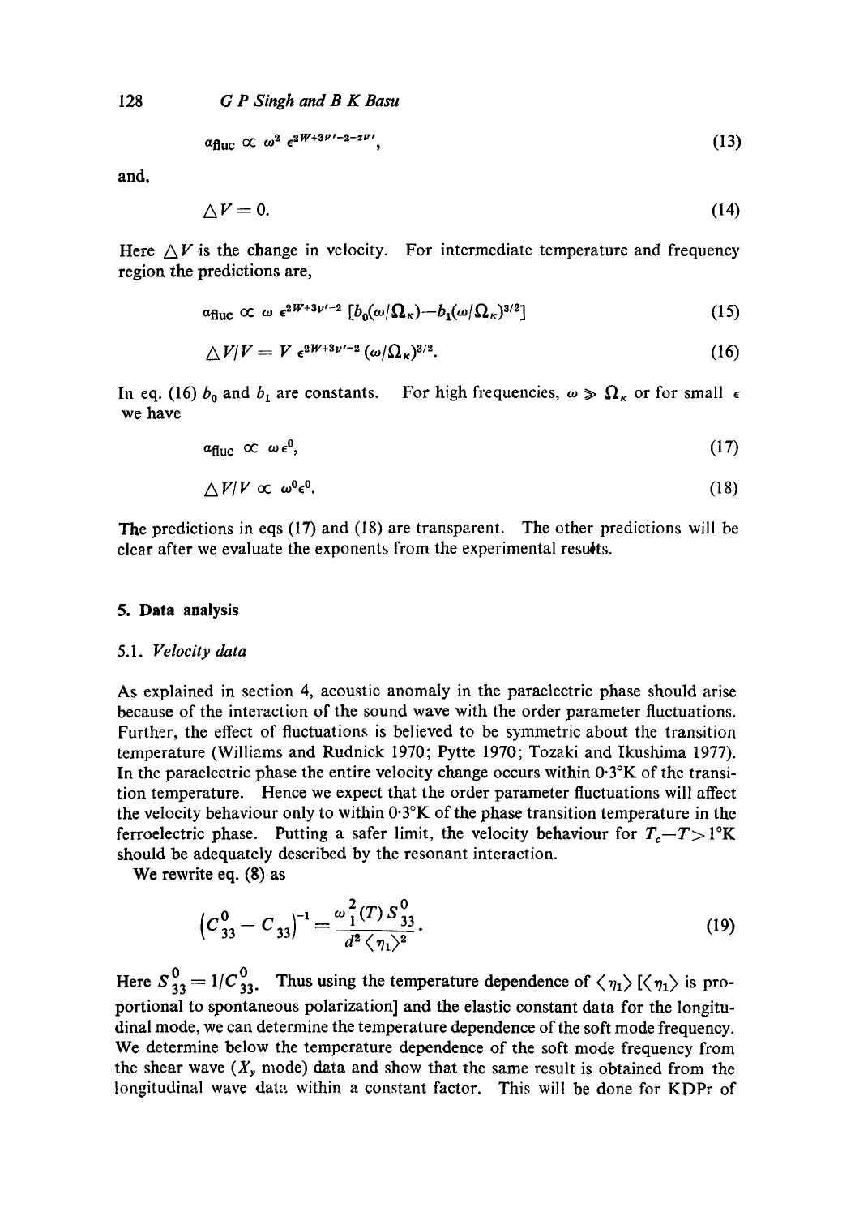$$\alpha_{\text{fluc}} \propto \omega^2 \, \epsilon^{2W+3\nu'-2-z\nu'}, \tag{13}$$

and,

$$\triangle V = 0. \tag{14}$$

Here $\triangle V$ is the change in velocity. For intermediate temperature and frequency region the predictions are,

$$\alpha_{\text{fluc}} \propto \omega \, \epsilon^{2W+3\nu'-2} \, [b_0(\omega/\Omega_\kappa) - b_1(\omega/\Omega_\kappa)^{3/2}] \tag{15}$$

$$\triangle V/V = V \, \epsilon^{2W+3\nu'-2} \, (\omega/\Omega_\kappa)^{3/2}. \tag{16}$$

In eq. (16) $b_0$ and $b_1$ are constants. For high frequencies, $\omega \gg \Omega_\kappa$ or for small $\epsilon$ we have

$$\alpha_{\text{fluc}} \propto \omega \epsilon^0, \tag{17}$$

$$\triangle V/V \propto \omega^0 \epsilon^0. \tag{18}$$

The predictions in eqs (17) and (18) are transparent. The other predictions will be clear after we evaluate the exponents from the experimental results.

## 5. Data analysis

### 5.1. *Velocity data*

As explained in section 4, acoustic anomaly in the paraelectric phase should arise because of the interaction of the sound wave with the order parameter fluctuations. Further, the effect of fluctuations is believed to be symmetric about the transition temperature (Williams and Rudnick 1970; Pytte 1970; Tozaki and Ikushima 1977). In the paraelectric phase the entire velocity change occurs within 0·3°K of the transition temperature. Hence we expect that the order parameter fluctuations will affect the velocity behaviour only to within 0·3°K of the phase transition temperature in the ferroelectric phase. Putting a safer limit, the velocity behaviour for $T_c - T > 1$°K should be adequately described by the resonant interaction.

We rewrite eq. (8) as

$$\left(C^0_{33} - C_{33}\right)^{-1} = \frac{\omega_1^2(T)\, S^0_{33}}{d^2 \langle \eta_1 \rangle^2}. \tag{19}$$

Here $S^0_{33} = 1/C^0_{33}$. Thus using the temperature dependence of $\langle \eta_1 \rangle$ [$\langle \eta_1 \rangle$ is proportional to spontaneous polarization] and the elastic constant data for the longitudinal mode, we can determine the temperature dependence of the soft mode frequency. We determine below the temperature dependence of the soft mode frequency from the shear wave ($X_y$ mode) data and show that the same result is obtained from the longitudinal wave data within a constant factor. This will be done for KDPr of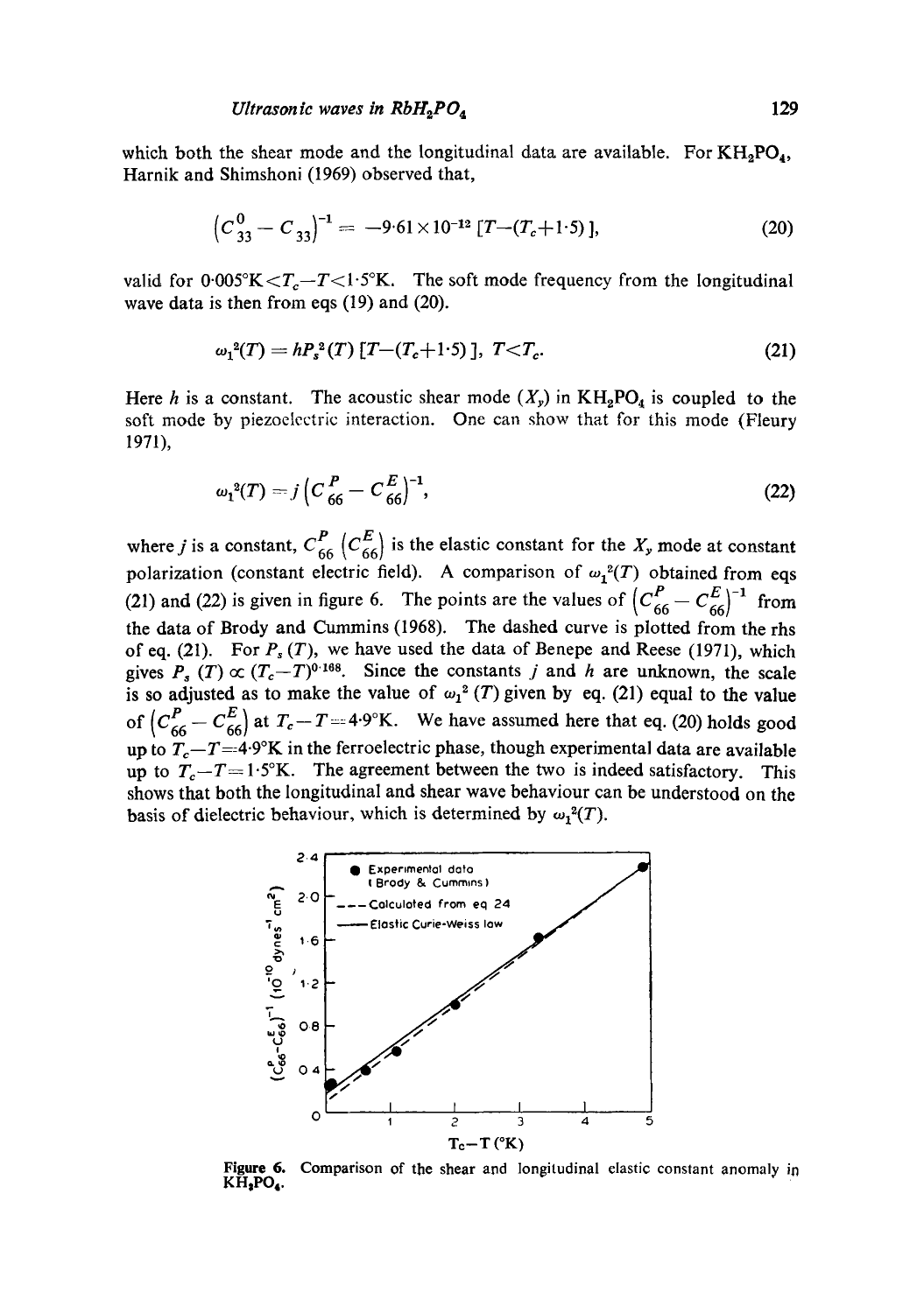which both the shear mode and the longitudinal data are available. For $KH_2PO_4$, Harnik and Shimshoni (1969) observed that,

$$\left(C^0_{33} - C_{33}\right)^{-1} = -9{\cdot}61 \times 10^{-12}\,[T-(T_c+1{\cdot}5)\,], \tag{20}$$

valid for $0{\cdot}005°K < T_c - T < 1{\cdot}5°K$. The soft mode frequency from the longitudinal wave data is then from eqs (19) and (20).

$$\omega_1^2(T) = hP_s^2(T)\,[T-(T_c+1{\cdot}5)\,],\; T<T_c. \tag{21}$$

Here $h$ is a constant. The acoustic shear mode $(X_y)$ in $KH_2PO_4$ is coupled to the soft mode by piezoelectric interaction. One can show that for this mode (Fleury 1971),

$$\omega_1^2(T) = j\left(C^P_{66} - C^E_{66}\right)^{-1}, \tag{22}$$

where $j$ is a constant, $C^P_{66}$ $\left(C^E_{66}\right)$ is the elastic constant for the $X_y$ mode at constant polarization (constant electric field). A comparison of $\omega_1^2(T)$ obtained from eqs (21) and (22) is given in figure 6. The points are the values of $\left(C^P_{66} - C^E_{66}\right)^{-1}$ from the data of Brody and Cummins (1968). The dashed curve is plotted from the rhs of eq. (21). For $P_s(T)$, we have used the data of Benepe and Reese (1971), which gives $P_s(T) \propto (T_c-T)^{0{\cdot}168}$. Since the constants $j$ and $h$ are unknown, the scale is so adjusted as to make the value of $\omega_1^2(T)$ given by eq. (21) equal to the value of $\left(C^P_{66} - C^E_{66}\right)$ at $T_c - T = 4{\cdot}9°K$. We have assumed here that eq. (20) holds good up to $T_c - T = 4{\cdot}9°K$ in the ferroelectric phase, though experimental data are available up to $T_c - T = 1{\cdot}5°K$. The agreement between the two is indeed satisfactory. This shows that both the longitudinal and shear wave behaviour can be understood on the basis of dielectric behaviour, which is determined by $\omega_1^2(T)$.

**Figure 6.** Comparison of the shear and longitudinal elastic constant anomaly in $KH_2PO_4$.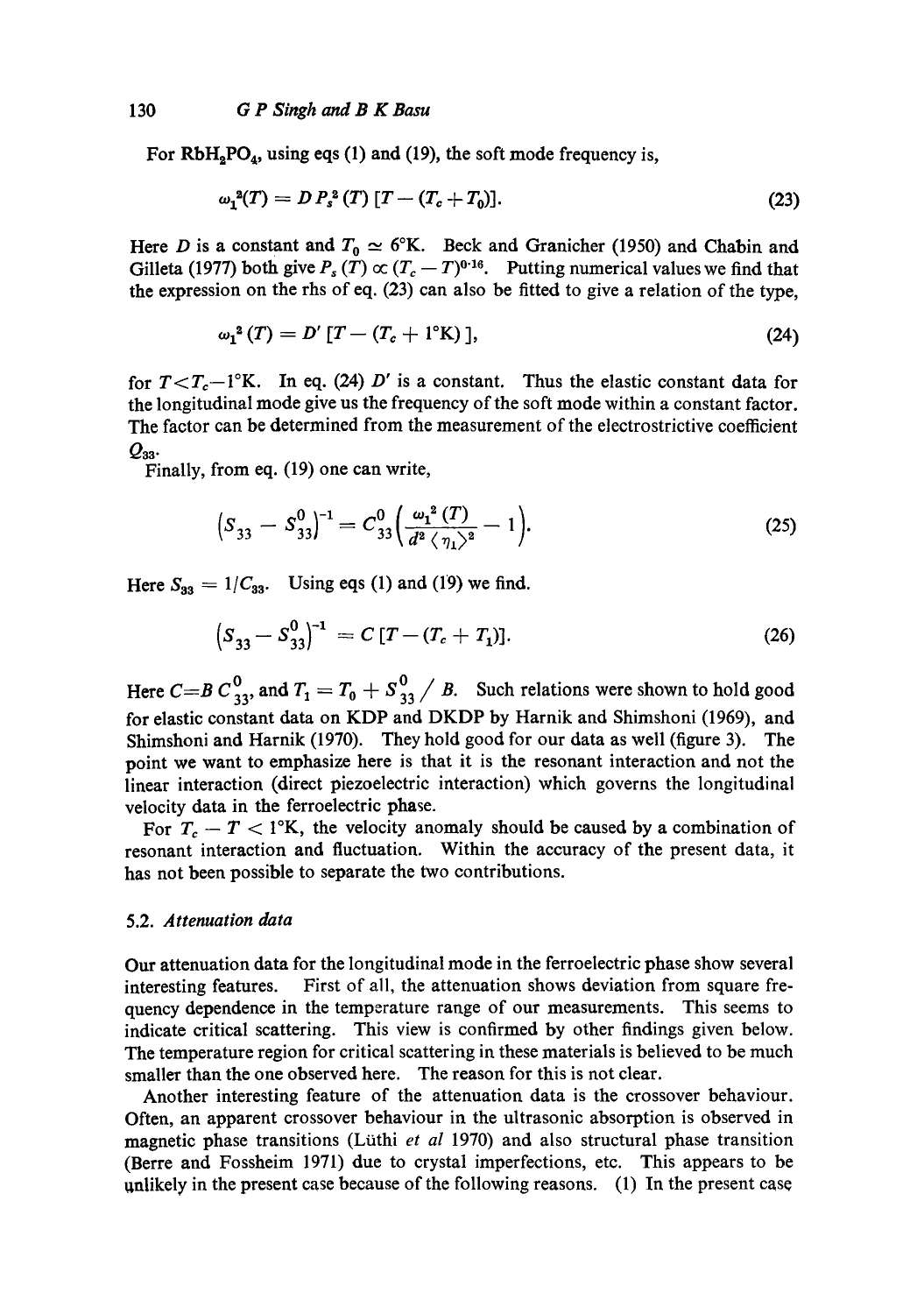For $RbH_2PO_4$, using eqs (1) and (19), the soft mode frequency is,

$$\omega_1^2(T) = D\, P_s^2\,(T)\,[T-(T_c+T_0)]. \tag{23}$$

Here $D$ is a constant and $T_0 \simeq 6°K$. Beck and Granicher (1950) and Chabin and Gilleta (1977) both give $P_s\,(T) \propto (T_c - T)^{0\cdot 16}$. Putting numerical values we find that the expression on the rhs of eq. (23) can also be fitted to give a relation of the type,

$$\omega_1^2\,(T) = D'\,[T-(T_c+1°K)\,], \tag{24}$$

for $T<T_c-1°K$. In eq. (24) $D'$ is a constant. Thus the elastic constant data for the longitudinal mode give us the frequency of the soft mode within a constant factor. The factor can be determined from the measurement of the electrostrictive coefficient $Q_{33}$.

Finally, from eq. (19) one can write,

$$\left(S_{33} - S^0_{33}\right)^{-1} = C^0_{33}\left(\frac{\omega_1^2\,(T)}{d^2\,\langle\,\eta_1\rangle^2} - 1\right). \tag{25}$$

Here $S_{33} = 1/C_{33}$. Using eqs (1) and (19) we find.

$$\left(S_{33} - S^0_{33}\right)^{-1} = C\,[T-(T_c+T_1)]. \tag{26}$$

Here $C=B\,C^0_{33}$, and $T_1 = T_0 + S^0_{33}\,/\,B$. Such relations were shown to hold good for elastic constant data on KDP and DKDP by Harnik and Shimshoni (1969), and Shimshoni and Harnik (1970). They hold good for our data as well (figure 3). The point we want to emphasize here is that it is the resonant interaction and not the linear interaction (direct piezoelectric interaction) which governs the longitudinal velocity data in the ferroelectric phase.

For $T_c - T < 1°K$, the velocity anomaly should be caused by a combination of resonant interaction and fluctuation. Within the accuracy of the present data, it has not been possible to separate the two contributions.

### 5.2. *Attenuation data*

Our attenuation data for the longitudinal mode in the ferroelectric phase show several interesting features. First of all, the attenuation shows deviation from square frequency dependence in the temperature range of our measurements. This seems to indicate critical scattering. This view is confirmed by other findings given below. The temperature region for critical scattering in these materials is believed to be much smaller than the one observed here. The reason for this is not clear.

Another interesting feature of the attenuation data is the crossover behaviour. Often, an apparent crossover behaviour in the ultrasonic absorption is observed in magnetic phase transitions (Lüthi *et al* 1970) and also structural phase transition (Berre and Fossheim 1971) due to crystal imperfections, etc. This appears to be unlikely in the present case because of the following reasons. (1) In the present case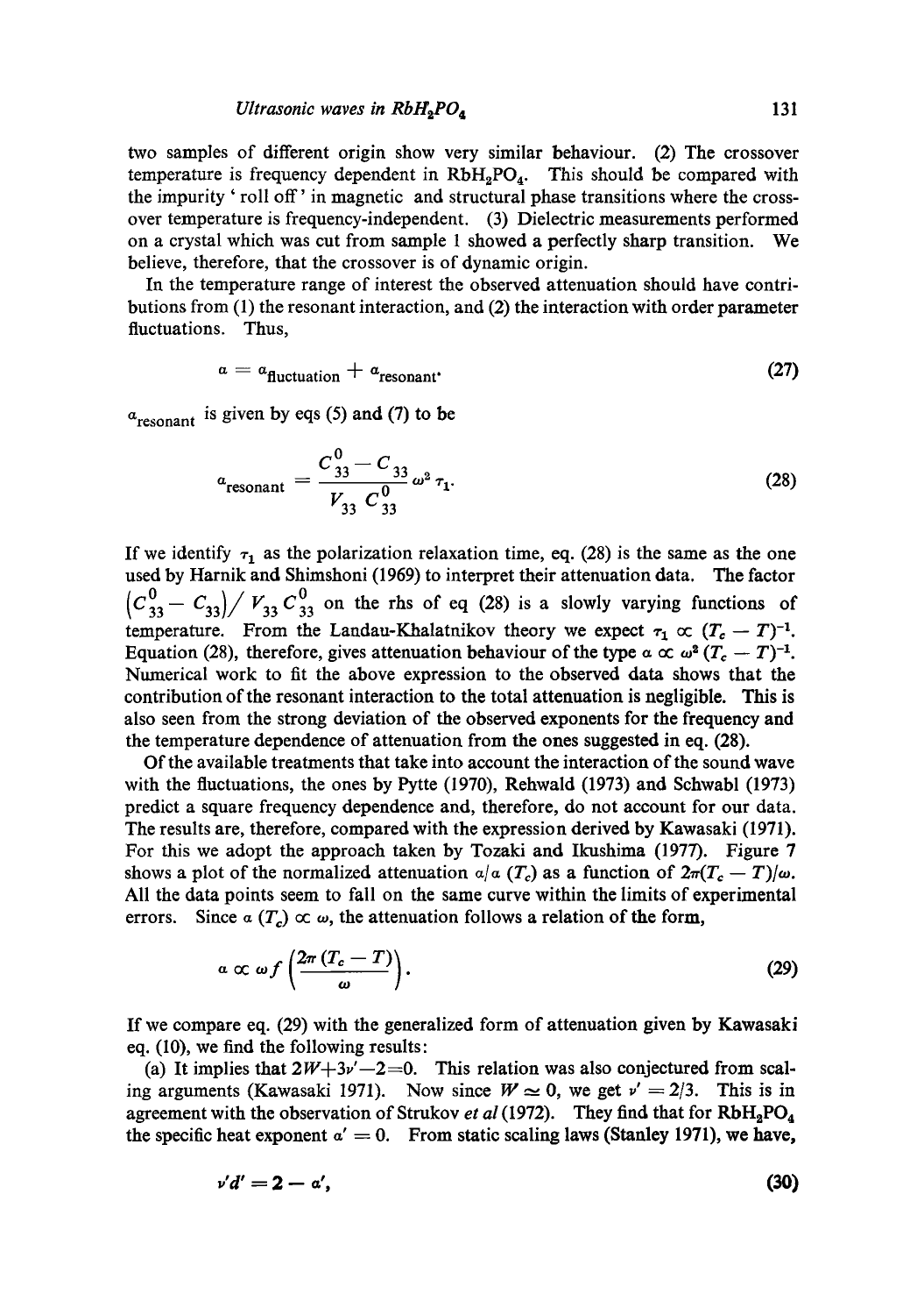two samples of different origin show very similar behaviour. (2) The crossover temperature is frequency dependent in $RbH_2PO_4$. This should be compared with the impurity 'roll off' in magnetic and structural phase transitions where the crossover temperature is frequency-independent. (3) Dielectric measurements performed on a crystal which was cut from sample 1 showed a perfectly sharp transition. We believe, therefore, that the crossover is of dynamic origin.

In the temperature range of interest the observed attenuation should have contributions from (1) the resonant interaction, and (2) the interaction with order parameter fluctuations. Thus,

$$\alpha = \alpha_{\text{fluctuation}} + \alpha_{\text{resonant}}. \tag{27}$$

$\alpha_{\text{resonant}}$ is given by eqs (5) and (7) to be

$$\alpha_{\text{resonant}} = \frac{C^0_{33} - C_{33}}{V_{33}\, C^0_{33}} \omega^2 \tau_1. \tag{28}$$

If we identify $\tau_1$ as the polarization relaxation time, eq. (28) is the same as the one used by Harnik and Shimshoni (1969) to interpret their attenuation data. The factor $\left(C^0_{33} - C_{33}\right)/ V_{33}\, C^0_{33}$ on the rhs of eq (28) is a slowly varying functions of temperature. From the Landau-Khalatnikov theory we expect $\tau_1 \propto (T_c - T)^{-1}$. Equation (28), therefore, gives attenuation behaviour of the type $\alpha \propto \omega^2 (T_c - T)^{-1}$. Numerical work to fit the above expression to the observed data shows that the contribution of the resonant interaction to the total attenuation is negligible. This is also seen from the strong deviation of the observed exponents for the frequency and the temperature dependence of attenuation from the ones suggested in eq. (28).

Of the available treatments that take into account the interaction of the sound wave with the fluctuations, the ones by Pytte (1970), Rehwald (1973) and Schwabl (1973) predict a square frequency dependence and, therefore, do not account for our data. The results are, therefore, compared with the expression derived by Kawasaki (1971). For this we adopt the approach taken by Tozaki and Ikushima (1977). Figure 7 shows a plot of the normalized attenuation $\alpha/\alpha\,(T_c)$ as a function of $2\pi(T_c - T)/\omega$. All the data points seem to fall on the same curve within the limits of experimental errors. Since $\alpha\,(T_c) \propto \omega$, the attenuation follows a relation of the form,

$$\alpha \propto \omega f\left(\frac{2\pi\,(T_c - T)}{\omega}\right). \tag{29}$$

If we compare eq. (29) with the generalized form of attenuation given by Kawasaki eq. (10), we find the following results:

(a) It implies that $2W + 3\nu' - 2 = 0$. This relation was also conjectured from scaling arguments (Kawasaki 1971). Now since $W \simeq 0$, we get $\nu' = 2/3$. This is in agreement with the observation of Strukov *et al* (1972). They find that for $RbH_2PO_4$ the specific heat exponent $\alpha' = 0$. From static scaling laws (Stanley 1971), we have,

$$\nu' d' = 2 - \alpha', \tag{30}$$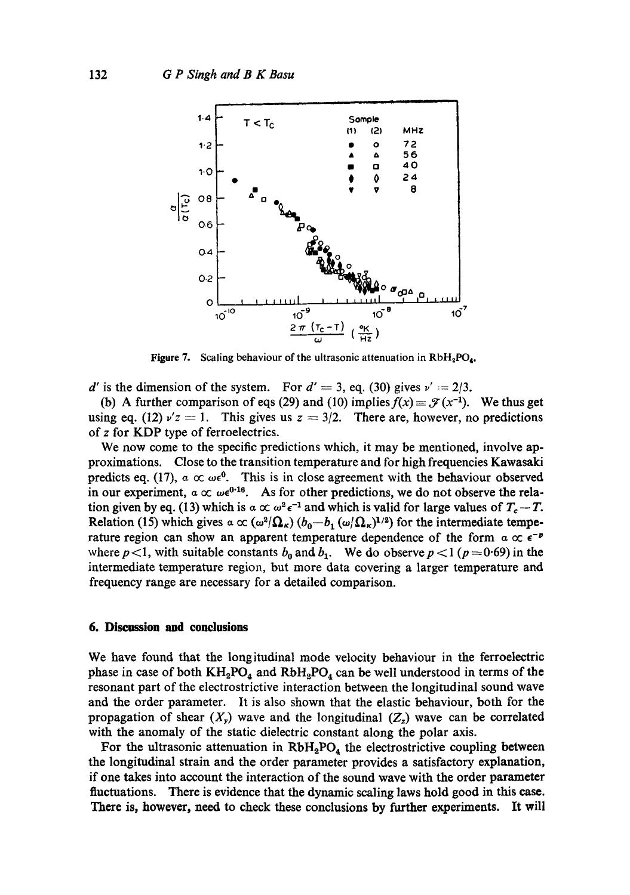Figure 7. Scaling behaviour of the ultrasonic attenuation in $RbH_2PO_4$.

$d'$ is the dimension of the system. For $d' = 3$, eq. (30) gives $\nu' = 2/3$.

(b) A further comparison of eqs (29) and (10) implies $f(x) \equiv \mathcal{F}(x^{-1})$. We thus get using eq. (12) $\nu' z = 1$. This gives us $z = 3/2$. There are, however, no predictions of $z$ for KDP type of ferroelectrics.

We now come to the specific predictions which, it may be mentioned, involve approximations. Close to the transition temperature and for high frequencies Kawasaki predicts eq. (17), $\alpha \propto \omega\epsilon^0$. This is in close agreement with the behaviour observed in our experiment, $\alpha \propto \omega\epsilon^{0.16}$. As for other predictions, we do not observe the relation given by eq. (13) which is $\alpha \propto \omega^2\epsilon^{-1}$ and which is valid for large values of $T_c - T$. Relation (15) which gives $\alpha \propto (\omega^2/\Omega_\kappa)(b_0 - b_1(\omega/\Omega_\kappa)^{1/2})$ for the intermediate temperature region can show an apparent temperature dependence of the form $\alpha \propto \epsilon^{-p}$ where $p < 1$, with suitable constants $b_0$ and $b_1$. We do observe $p < 1$ ($p = 0.69$) in the intermediate temperature region, but more data covering a larger temperature and frequency range are necessary for a detailed comparison.

## 6. Discussion and conclusions

We have found that the longitudinal mode velocity behaviour in the ferroelectric phase in case of both $KH_2PO_4$ and $RbH_2PO_4$ can be well understood in terms of the resonant part of the electrostrictive interaction between the longitudinal sound wave and the order parameter. It is also shown that the elastic behaviour, both for the propagation of shear ($X_y$) wave and the longitudinal ($Z_z$) wave can be correlated with the anomaly of the static dielectric constant along the polar axis.

For the ultrasonic attenuation in $RbH_2PO_4$ the electrostrictive coupling between the longitudinal strain and the order parameter provides a satisfactory explanation, if one takes into account the interaction of the sound wave with the order parameter fluctuations. There is evidence that the dynamic scaling laws hold good in this case. There is, however, need to check these conclusions by further experiments. It will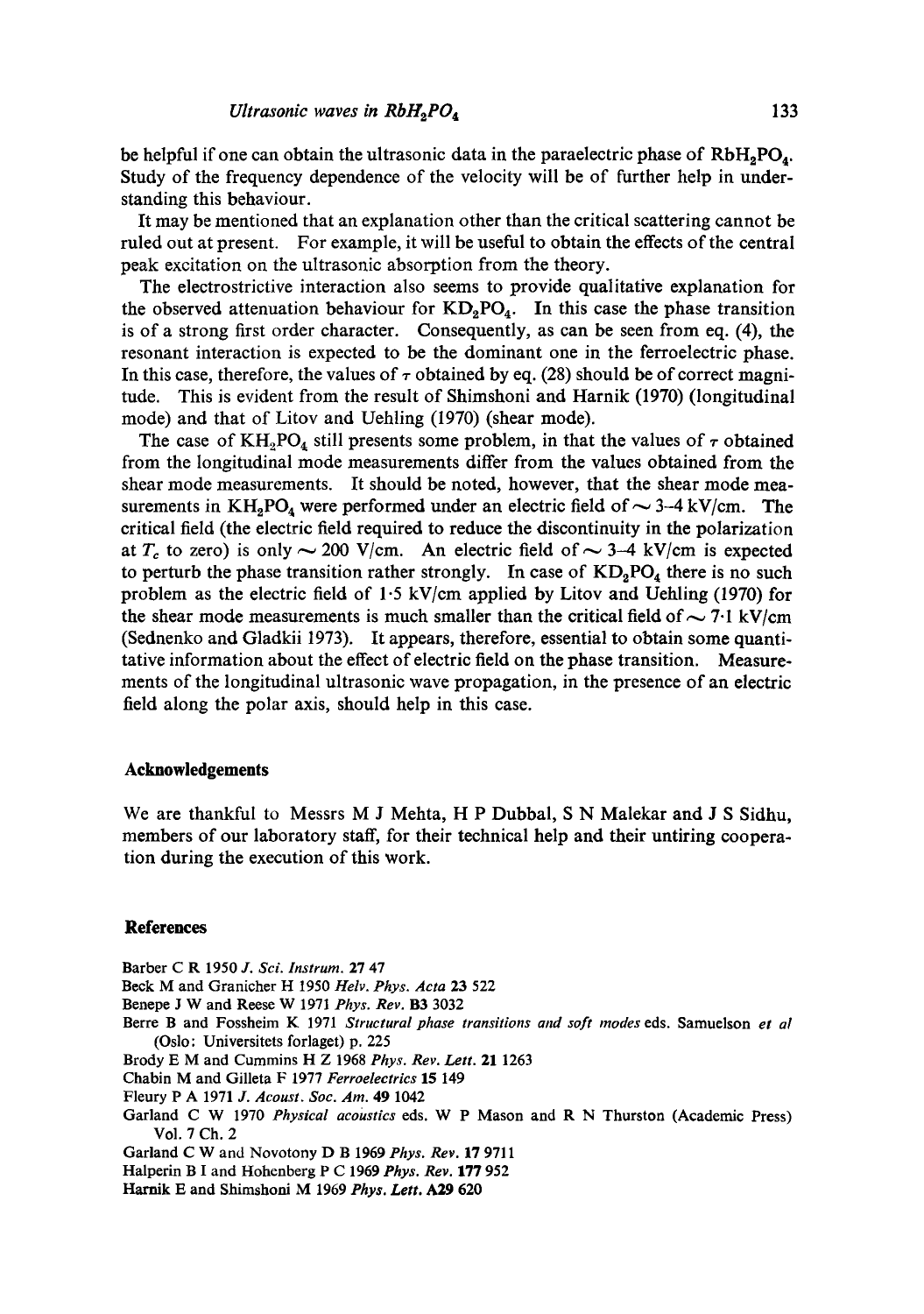be helpful if one can obtain the ultrasonic data in the paraelectric phase of $RbH_2PO_4$. Study of the frequency dependence of the velocity will be of further help in understanding this behaviour.

It may be mentioned that an explanation other than the critical scattering cannot be ruled out at present. For example, it will be useful to obtain the effects of the central peak excitation on the ultrasonic absorption from the theory.

The electrostrictive interaction also seems to provide qualitative explanation for the observed attenuation behaviour for $KD_2PO_4$. In this case the phase transition is of a strong first order character. Consequently, as can be seen from eq. (4), the resonant interaction is expected to be the dominant one in the ferroelectric phase. In this case, therefore, the values of $\tau$ obtained by eq. (28) should be of correct magnitude. This is evident from the result of Shimshoni and Harnik (1970) (longitudinal mode) and that of Litov and Uehling (1970) (shear mode).

The case of $KH_2PO_4$ still presents some problem, in that the values of $\tau$ obtained from the longitudinal mode measurements differ from the values obtained from the shear mode measurements. It should be noted, however, that the shear mode measurements in $KH_2PO_4$ were performed under an electric field of $\sim$ 3–4 kV/cm. The critical field (the electric field required to reduce the discontinuity in the polarization at $T_c$ to zero) is only $\sim$ 200 V/cm. An electric field of $\sim$ 3–4 kV/cm is expected to perturb the phase transition rather strongly. In case of $KD_2PO_4$ there is no such problem as the electric field of 1·5 kV/cm applied by Litov and Uehling (1970) for the shear mode measurements is much smaller than the critical field of $\sim$ 7·1 kV/cm (Sednenko and Gladkii 1973). It appears, therefore, essential to obtain some quantitative information about the effect of electric field on the phase transition. Measurements of the longitudinal ultrasonic wave propagation, in the presence of an electric field along the polar axis, should help in this case.

## Acknowledgements

We are thankful to Messrs M J Mehta, H P Dubbal, S N Malekar and J S Sidhu, members of our laboratory staff, for their technical help and their untiring cooperation during the execution of this work.

## References

Barber C R 1950 *J. Sci. Instrum.* **27** 47

Beck M and Granicher H 1950 *Helv. Phys. Acta* **23** 522

Benepe J W and Reese W 1971 *Phys. Rev.* **B3** 3032

Berre B and Fossheim K 1971 *Structural phase transitions and soft modes* eds. Samuelson *et al* (Oslo: Universitets forlaget) p. 225

Brody E M and Cummins H Z 1968 *Phys. Rev. Lett.* **21** 1263

Chabin M and Gilleta F 1977 *Ferroelectrics* **15** 149

Fleury P A 1971 *J. Acoust. Soc. Am.* **49** 1042

Garland C W 1970 *Physical acoustics* eds. W P Mason and R N Thurston (Academic Press) Vol. 7 Ch. 2

Garland C W and Novotony D B 1969 *Phys. Rev.* **17** 9711

Halperin B I and Hohenberg P C 1969 *Phys. Rev.* **177** 952

Harnik E and Shimshoni M 1969 *Phys. Lett.* **A29** 620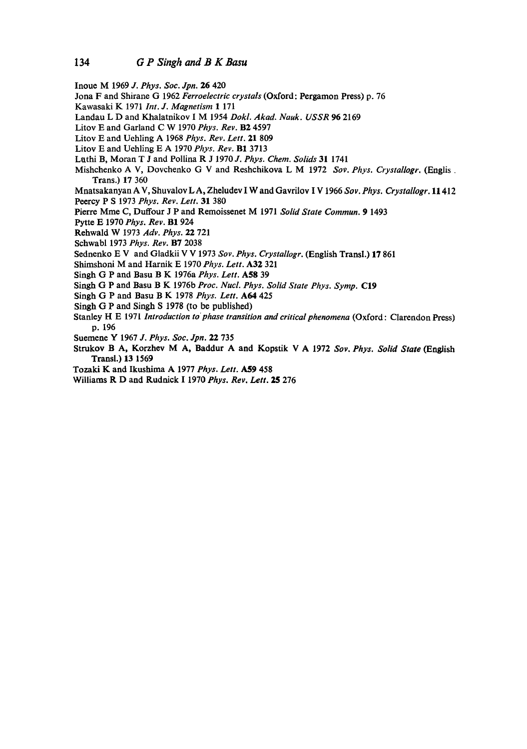Inoue M 1969 *J. Phys. Soc. Jpn.* **26** 420

Jona F and Shirane G 1962 *Ferroelectric crystals* (Oxford: Pergamon Press) p. 76

Kawasaki K 1971 *Int. J. Magnetism* **1** 171

Landau L D and Khalatnikov I M 1954 *Dokl. Akad. Nauk. USSR* **96** 2169

Litov E and Garland C W 1970 *Phys. Rev.* **B2** 4597

Litov E and Uehling A 1968 *Phys. Rev. Lett.* **21** 809

Litov E and Uehling E A 1970 *Phys. Rev.* **B1** 3713

Luthi B, Moran T J and Pollina R J 1970 *J. Phys. Chem. Solids* **31** 1741

Mishchenko A V, Dovchenko G V and Reshchikova L M 1972 *Sov. Phys. Crystallogr.* (Englis . Trans.) **17** 360

Mnatsakanyan A V, Shuvalov L A, Zheludev I W and Gavrilov I V 1966 *Sov. Phys. Crystallogr.* **11** 412

Peercy P S 1973 *Phys. Rev. Lett.* **31** 380

Pierre Mme C, Duffour J P and Remoissenet M 1971 *Solid State Commun.* **9** 1493

Pytte E 1970 *Phys. Rev.* **B1** 924

Rehwald W 1973 *Adv. Phys.* **22** 721

Schwabl 1973 *Phys. Rev.* **B7** 2038

Sednenko E V and Gladkii V V 1973 *Sov. Phys. Crystallogr.* (English Transl.) **17** 861

Shimshoni M and Harnik E 1970 *Phys. Lett.* **A32** 321

Singh G P and Basu B K 1976a *Phys. Lett.* **A58** 39

Singh G P and Basu B K 1976b *Proc. Nucl. Phys. Solid State Phys. Symp.* **C19**

Singh G P and Basu B K 1978 *Phys. Lett.* **A64** 425

Singh G P and Singh S 1978 (to be published)

Stanley H E 1971 *Introduction to phase transition and critical phenomena* (Oxford: Clarendon Press) p. 196

Suemene Y 1967 *J. Phys. Soc. Jpn.* **22** 735

Strukov B A, Korzhev M A, Baddur A and Kopstik V A 1972 *Sov. Phys. Solid State* (English Transl.) **13** 1569

Tozaki K and Ikushima A 1977 *Phys. Lett.* **A59** 458

Williams R D and Rudnick I 1970 *Phys. Rev. Lett.* **25** 276